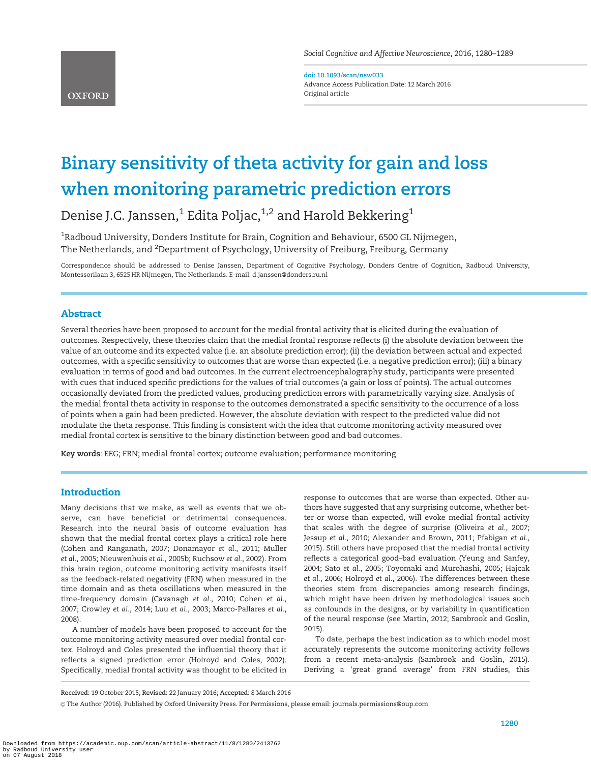# Binary sensitivity of theta activity for gain and loss when monitoring parametric prediction errors

Denise J.C. Janssen,[1] Edita Poljac,[1,2] and Harold Bekkering[1]

[1]Radboud University, Donders Institute for Brain, Cognition and Behaviour, 6500 GL Nijmegen, The Netherlands, and [2]Department of Psychology, University of Freiburg, Freiburg, Germany

Correspondence should be addressed to Denise Janssen, Department of Cognitive Psychology, Donders Centre of Cognition, Radboud University, Montessorilaan 3, 6525 HR Nijmegen, The Netherlands. E-mail: d.janssen@donders.ru.nl

## Abstract

Several theories have been proposed to account for the medial frontal activity that is elicited during the evaluation of outcomes. Respectively, these theories claim that the medial frontal response reflects (i) the absolute deviation between the value of an outcome and its expected value (i.e. an absolute prediction error); (ii) the deviation between actual and expected outcomes, with a specific sensitivity to outcomes that are worse than expected (i.e. a negative prediction error); (iii) a binary evaluation in terms of good and bad outcomes. In the current electroencephalography study, participants were presented with cues that induced specific predictions for the values of trial outcomes (a gain or loss of points). The actual outcomes occasionally deviated from the predicted values, producing prediction errors with parametrically varying size. Analysis of the medial frontal theta activity in response to the outcomes demonstrated a specific sensitivity to the occurrence of a loss of points when a gain had been predicted. However, the absolute deviation with respect to the predicted value did not modulate the theta response. This finding is consistent with the idea that outcome monitoring activity measured over medial frontal cortex is sensitive to the binary distinction between good and bad outcomes.

**Key words**: EEG; FRN; medial frontal cortex; outcome evaluation; performance monitoring

## Introduction

Many decisions that we make, as well as events that we observe, can have beneficial or detrimental consequences. Research into the neural basis of outcome evaluation has shown that the medial frontal cortex plays a critical role here (Cohen and Ranganath, 2007; Donamayor *et al.*, 2011; Muller *et al.*, 2005; Nieuwenhuis *et al.*, 2005b; Ruchsow *et al.*, 2002). From this brain region, outcome monitoring activity manifests itself as the feedback-related negativity (FRN) when measured in the time domain and as theta oscillations when measured in the time-frequency domain (Cavanagh *et al.*, 2010; Cohen *et al.*, 2007; Crowley *et al.*, 2014; Luu *et al.*, 2003; Marco-Pallares *et al.*, 2008).

A number of models have been proposed to account for the outcome monitoring activity measured over medial frontal cortex. Holroyd and Coles presented the influential theory that it reflects a signed prediction error (Holroyd and Coles, 2002). Specifically, medial frontal activity was thought to be elicited in response to outcomes that are worse than expected. Other authors have suggested that any surprising outcome, whether better or worse than expected, will evoke medial frontal activity that scales with the degree of surprise (Oliveira *et al.*, 2007; Jessup *et al.*, 2010; Alexander and Brown, 2011; Pfabigan *et al.*, 2015). Still others have proposed that the medial frontal activity reflects a categorical good–bad evaluation (Yeung and Sanfey, 2004; Sato *et al.*, 2005; Toyomaki and Murohashi, 2005; Hajcak *et al.*, 2006; Holroyd *et al.*, 2006). The differences between these theories stem from discrepancies among research findings, which might have been driven by methodological issues such as confounds in the designs, or by variability in quantification of the neural response (see Martin, 2012; Sambrook and Goslin, 2015).

To date, perhaps the best indication as to which model most accurately represents the outcome monitoring activity follows from a recent meta-analysis (Sambrook and Goslin, 2015). Deriving a 'great grand average' from FRN studies, this

**Received:** 19 October 2015; **Revised:** 22 January 2016; **Accepted:** 8 March 2016

© The Author (2016). Published by Oxford University Press. For Permissions, please email: journals.permissions@oup.com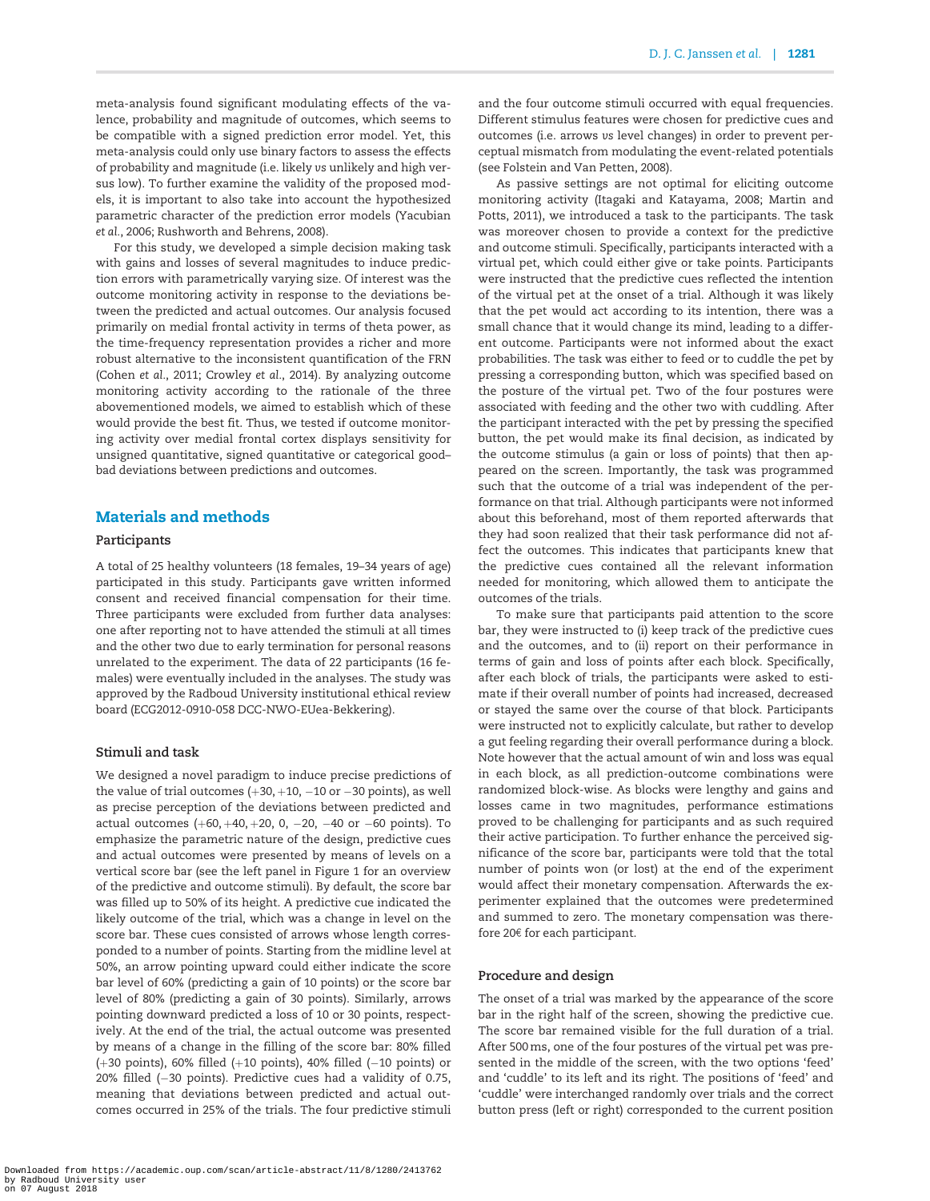meta-analysis found significant modulating effects of the valence, probability and magnitude of outcomes, which seems to be compatible with a signed prediction error model. Yet, this meta-analysis could only use binary factors to assess the effects of probability and magnitude (i.e. likely *vs* unlikely and high versus low). To further examine the validity of the proposed models, it is important to also take into account the hypothesized parametric character of the prediction error models (Yacubian *et al.*, 2006; Rushworth and Behrens, 2008).

For this study, we developed a simple decision making task with gains and losses of several magnitudes to induce prediction errors with parametrically varying size. Of interest was the outcome monitoring activity in response to the deviations between the predicted and actual outcomes. Our analysis focused primarily on medial frontal activity in terms of theta power, as the time-frequency representation provides a richer and more robust alternative to the inconsistent quantification of the FRN (Cohen *et al.*, 2011; Crowley *et al.*, 2014). By analyzing outcome monitoring activity according to the rationale of the three abovementioned models, we aimed to establish which of these would provide the best fit. Thus, we tested if outcome monitoring activity over medial frontal cortex displays sensitivity for unsigned quantitative, signed quantitative or categorical good–bad deviations between predictions and outcomes.

## Materials and methods

### Participants

A total of 25 healthy volunteers (18 females, 19–34 years of age) participated in this study. Participants gave written informed consent and received financial compensation for their time. Three participants were excluded from further data analyses: one after reporting not to have attended the stimuli at all times and the other two due to early termination for personal reasons unrelated to the experiment. The data of 22 participants (16 females) were eventually included in the analyses. The study was approved by the Radboud University institutional ethical review board (ECG2012-0910-058 DCC-NWO-EUea-Bekkering).

### Stimuli and task

We designed a novel paradigm to induce precise predictions of the value of trial outcomes (+30, +10, −10 or −30 points), as well as precise perception of the deviations between predicted and actual outcomes (+60, +40, +20, 0, −20, −40 or −60 points). To emphasize the parametric nature of the design, predictive cues and actual outcomes were presented by means of levels on a vertical score bar (see the left panel in Figure 1 for an overview of the predictive and outcome stimuli). By default, the score bar was filled up to 50% of its height. A predictive cue indicated the likely outcome of the trial, which was a change in level on the score bar. These cues consisted of arrows whose length corresponded to a number of points. Starting from the midline level at 50%, an arrow pointing upward could either indicate the score bar level of 60% (predicting a gain of 10 points) or the score bar level of 80% (predicting a gain of 30 points). Similarly, arrows pointing downward predicted a loss of 10 or 30 points, respectively. At the end of the trial, the actual outcome was presented by means of a change in the filling of the score bar: 80% filled (+30 points), 60% filled (+10 points), 40% filled (−10 points) or 20% filled (−30 points). Predictive cues had a validity of 0.75, meaning that deviations between predicted and actual outcomes occurred in 25% of the trials. The four predictive stimuli and the four outcome stimuli occurred with equal frequencies. Different stimulus features were chosen for predictive cues and outcomes (i.e. arrows *vs* level changes) in order to prevent perceptual mismatch from modulating the event-related potentials (see Folstein and Van Petten, 2008).

As passive settings are not optimal for eliciting outcome monitoring activity (Itagaki and Katayama, 2008; Martin and Potts, 2011), we introduced a task to the participants. The task was moreover chosen to provide a context for the predictive and outcome stimuli. Specifically, participants interacted with a virtual pet, which could either give or take points. Participants were instructed that the predictive cues reflected the intention of the virtual pet at the onset of a trial. Although it was likely that the pet would act according to its intention, there was a small chance that it would change its mind, leading to a different outcome. Participants were not informed about the exact probabilities. The task was either to feed or to cuddle the pet by pressing a corresponding button, which was specified based on the posture of the virtual pet. Two of the four postures were associated with feeding and the other two with cuddling. After the participant interacted with the pet by pressing the specified button, the pet would make its final decision, as indicated by the outcome stimulus (a gain or loss of points) that then appeared on the screen. Importantly, the task was programmed such that the outcome of a trial was independent of the performance on that trial. Although participants were not informed about this beforehand, most of them reported afterwards that they had soon realized that their task performance did not affect the outcomes. This indicates that participants knew that the predictive cues contained all the relevant information needed for monitoring, which allowed them to anticipate the outcomes of the trials.

To make sure that participants paid attention to the score bar, they were instructed to (i) keep track of the predictive cues and the outcomes, and to (ii) report on their performance in terms of gain and loss of points after each block. Specifically, after each block of trials, the participants were asked to estimate if their overall number of points had increased, decreased or stayed the same over the course of that block. Participants were instructed not to explicitly calculate, but rather to develop a gut feeling regarding their overall performance during a block. Note however that the actual amount of win and loss was equal in each block, as all prediction-outcome combinations were randomized block-wise. As blocks were lengthy and gains and losses came in two magnitudes, performance estimations proved to be challenging for participants and as such required their active participation. To further enhance the perceived significance of the score bar, participants were told that the total number of points won (or lost) at the end of the experiment would affect their monetary compensation. Afterwards the experimenter explained that the outcomes were predetermined and summed to zero. The monetary compensation was therefore 20€ for each participant.

### Procedure and design

The onset of a trial was marked by the appearance of the score bar in the right half of the screen, showing the predictive cue. The score bar remained visible for the full duration of a trial. After 500 ms, one of the four postures of the virtual pet was presented in the middle of the screen, with the two options 'feed' and 'cuddle' to its left and its right. The positions of 'feed' and 'cuddle' were interchanged randomly over trials and the correct button press (left or right) corresponded to the current position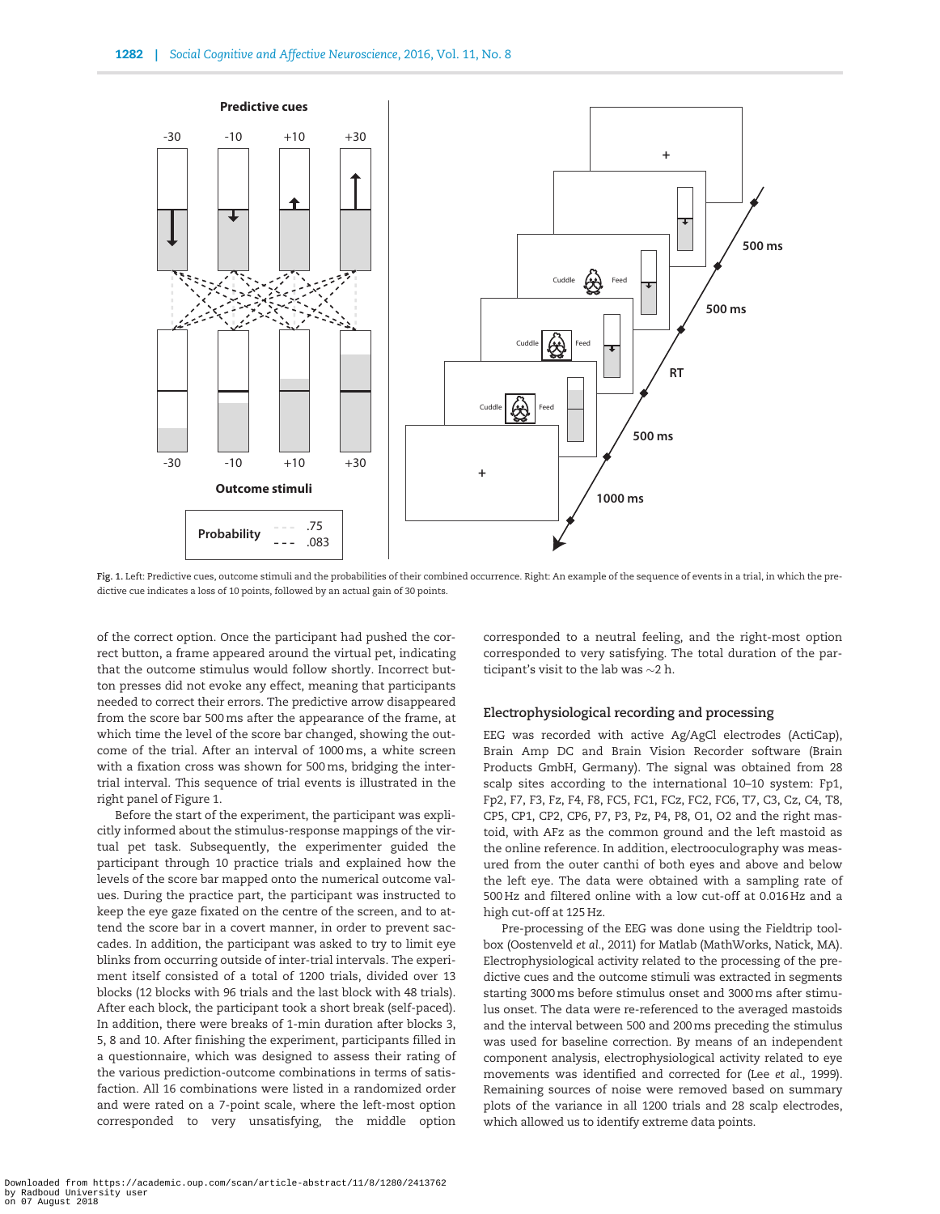Fig. 1. Left: Predictive cues, outcome stimuli and the probabilities of their combined occurrence. Right: An example of the sequence of events in a trial, in which the predictive cue indicates a loss of 10 points, followed by an actual gain of 30 points.

of the correct option. Once the participant had pushed the correct button, a frame appeared around the virtual pet, indicating that the outcome stimulus would follow shortly. Incorrect button presses did not evoke any effect, meaning that participants needed to correct their errors. The predictive arrow disappeared from the score bar 500 ms after the appearance of the frame, at which time the level of the score bar changed, showing the outcome of the trial. After an interval of 1000 ms, a white screen with a fixation cross was shown for 500 ms, bridging the inter-trial interval. This sequence of trial events is illustrated in the right panel of Figure 1.

Before the start of the experiment, the participant was explicitly informed about the stimulus-response mappings of the virtual pet task. Subsequently, the experimenter guided the participant through 10 practice trials and explained how the levels of the score bar mapped onto the numerical outcome values. During the practice part, the participant was instructed to keep the eye gaze fixated on the centre of the screen, and to attend the score bar in a covert manner, in order to prevent saccades. In addition, the participant was asked to try to limit eye blinks from occurring outside of inter-trial intervals. The experiment itself consisted of a total of 1200 trials, divided over 13 blocks (12 blocks with 96 trials and the last block with 48 trials). After each block, the participant took a short break (self-paced). In addition, there were breaks of 1-min duration after blocks 3, 5, 8 and 10. After finishing the experiment, participants filled in a questionnaire, which was designed to assess their rating of the various prediction-outcome combinations in terms of satisfaction. All 16 combinations were listed in a randomized order and were rated on a 7-point scale, where the left-most option corresponded to very unsatisfying, the middle option corresponded to a neutral feeling, and the right-most option corresponded to very satisfying. The total duration of the participant's visit to the lab was ~2 h.

### Electrophysiological recording and processing

EEG was recorded with active Ag/AgCl electrodes (ActiCap), Brain Amp DC and Brain Vision Recorder software (Brain Products GmbH, Germany). The signal was obtained from 28 scalp sites according to the international 10–10 system: Fp1, Fp2, F7, F3, Fz, F4, F8, FC5, FC1, FCz, FC2, FC6, T7, C3, Cz, C4, T8, CP5, CP1, CP2, CP6, P7, P3, Pz, P4, P8, O1, O2 and the right mastoid, with AFz as the common ground and the left mastoid as the online reference. In addition, electrooculography was measured from the outer canthi of both eyes and above and below the left eye. The data were obtained with a sampling rate of 500 Hz and filtered online with a low cut-off at 0.016 Hz and a high cut-off at 125 Hz.

Pre-processing of the EEG was done using the Fieldtrip toolbox (Oostenveld *et al.*, 2011) for Matlab (MathWorks, Natick, MA). Electrophysiological activity related to the processing of the predictive cues and the outcome stimuli was extracted in segments starting 3000 ms before stimulus onset and 3000 ms after stimulus onset. The data were re-referenced to the averaged mastoids and the interval between 500 and 200 ms preceding the stimulus was used for baseline correction. By means of an independent component analysis, electrophysiological activity related to eye movements was identified and corrected for (Lee *et al.*, 1999). Remaining sources of noise were removed based on summary plots of the variance in all 1200 trials and 28 scalp electrodes, which allowed us to identify extreme data points.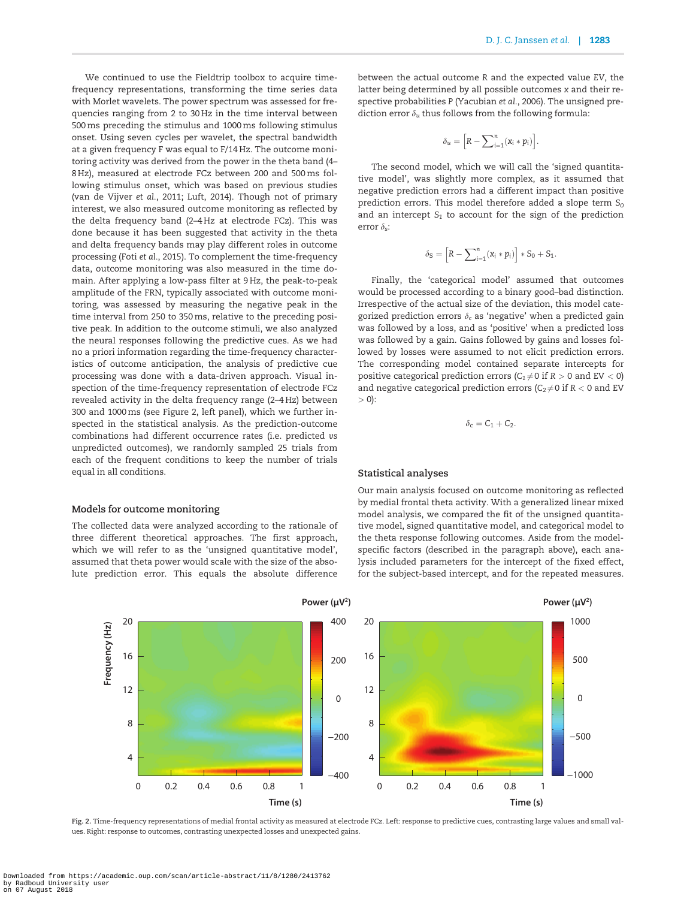We continued to use the Fieldtrip toolbox to acquire time-frequency representations, transforming the time series data with Morlet wavelets. The power spectrum was assessed for frequencies ranging from 2 to 30 Hz in the time interval between 500 ms preceding the stimulus and 1000 ms following stimulus onset. Using seven cycles per wavelet, the spectral bandwidth at a given frequency F was equal to F/14 Hz. The outcome monitoring activity was derived from the power in the theta band (4–8 Hz), measured at electrode FCz between 200 and 500 ms following stimulus onset, which was based on previous studies (van de Vijver *et al.*, 2011; Luft, 2014). Though not of primary interest, we also measured outcome monitoring as reflected by the delta frequency band (2–4 Hz at electrode FCz). This was done because it has been suggested that activity in the theta and delta frequency bands may play different roles in outcome processing (Foti *et al.*, 2015). To complement the time-frequency data, outcome monitoring was also measured in the time domain. After applying a low-pass filter at 9 Hz, the peak-to-peak amplitude of the FRN, typically associated with outcome monitoring, was assessed by measuring the negative peak in the time interval from 250 to 350 ms, relative to the preceding positive peak. In addition to the outcome stimuli, we also analyzed the neural responses following the predictive cues. As we had no a priori information regarding the time-frequency characteristics of outcome anticipation, the analysis of predictive cue processing was done with a data-driven approach. Visual inspection of the time-frequency representation of electrode FCz revealed activity in the delta frequency range (2–4 Hz) between 300 and 1000 ms (see Figure 2, left panel), which we further inspected in the statistical analysis. As the prediction-outcome combinations had different occurrence rates (i.e. predicted *vs* unpredicted outcomes), we randomly sampled 25 trials from each of the frequent conditions to keep the number of trials equal in all conditions.

## Models for outcome monitoring

The collected data were analyzed according to the rationale of three different theoretical approaches. The first approach, which we will refer to as the 'unsigned quantitative model', assumed that theta power would scale with the size of the absolute prediction error. This equals the absolute difference between the actual outcome *R* and the expected value *EV*, the latter being determined by all possible outcomes *x* and their respective probabilities *P* (Yacubian *et al.*, 2006). The unsigned prediction error $\delta_u$ thus follows from the following formula:

$$\delta_u = \left[R - \sum\nolimits_{i=1}^{n} (x_i * p_i)\right].$$

The second model, which we will call the 'signed quantitative model', was slightly more complex, as it assumed that negative prediction errors had a different impact than positive prediction errors. This model therefore added a slope term $S_0$ and an intercept $S_1$ to account for the sign of the prediction error $\delta_s$:

$$\delta_S = \left[R - \sum\nolimits_{i=1}^{n} (x_i * p_i)\right] * S_0 + S_1.$$

Finally, the 'categorical model' assumed that outcomes would be processed according to a binary good–bad distinction. Irrespective of the actual size of the deviation, this model categorized prediction errors $\delta_c$ as 'negative' when a predicted gain was followed by a loss, and as 'positive' when a predicted loss was followed by a gain. Gains followed by gains and losses followed by losses were assumed to not elicit prediction errors. The corresponding model contained separate intercepts for positive categorical prediction errors ($C_1 \neq 0$ if $R > 0$ and $EV < 0$) and negative categorical prediction errors ($C_2 \neq 0$ if $R < 0$ and $EV > 0$):

$$\delta_c = C_1 + C_2.$$

## Statistical analyses

Our main analysis focused on outcome monitoring as reflected by medial frontal theta activity. With a generalized linear mixed model analysis, we compared the fit of the unsigned quantitative model, signed quantitative model, and categorical model to the theta response following outcomes. Aside from the model-specific factors (described in the paragraph above), each analysis included parameters for the intercept of the fixed effect, for the subject-based intercept, and for the repeated measures.

**Fig. 2.** Time-frequency representations of medial frontal activity as measured at electrode FCz. Left: response to predictive cues, contrasting large values and small values. Right: response to outcomes, contrasting unexpected losses and unexpected gains.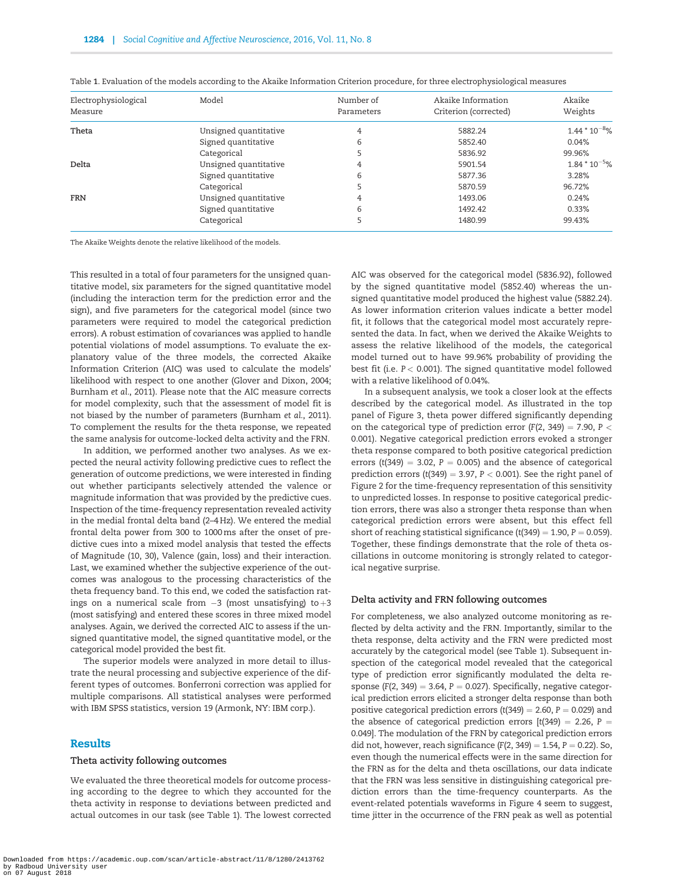Table 1. Evaluation of the models according to the Akaike Information Criterion procedure, for three electrophysiological measures

| Electrophysiological Measure | Model | Number of Parameters | Akaike Information Criterion (corrected) | Akaike Weights |
|---|---|---|---|---|
| **Theta** | Unsigned quantitative | 4 | 5882.24 | $1.44 * 10^{-8}$% |
| | Signed quantitative | 6 | 5852.40 | 0.04% |
| | Categorical | 5 | 5836.92 | 99.96% |
| **Delta** | Unsigned quantitative | 4 | 5901.54 | $1.84 * 10^{-5}$% |
| | Signed quantitative | 6 | 5877.36 | 3.28% |
| | Categorical | 5 | 5870.59 | 96.72% |
| **FRN** | Unsigned quantitative | 4 | 1493.06 | 0.24% |
| | Signed quantitative | 6 | 1492.42 | 0.33% |
| | Categorical | 5 | 1480.99 | 99.43% |

The Akaike Weights denote the relative likelihood of the models.

This resulted in a total of four parameters for the unsigned quantitative model, six parameters for the signed quantitative model (including the interaction term for the prediction error and the sign), and five parameters for the categorical model (since two parameters were required to model the categorical prediction errors). A robust estimation of covariances was applied to handle potential violations of model assumptions. To evaluate the explanatory value of the three models, the corrected Akaike Information Criterion (AIC) was used to calculate the models' likelihood with respect to one another (Glover and Dixon, 2004; Burnham *et al.*, 2011). Please note that the AIC measure corrects for model complexity, such that the assessment of model fit is not biased by the number of parameters (Burnham *et al.*, 2011). To complement the results for the theta response, we repeated the same analysis for outcome-locked delta activity and the FRN.

In addition, we performed another two analyses. As we expected the neural activity following predictive cues to reflect the generation of outcome predictions, we were interested in finding out whether participants selectively attended the valence or magnitude information that was provided by the predictive cues. Inspection of the time-frequency representation revealed activity in the medial frontal delta band (2–4 Hz). We entered the medial frontal delta power from 300 to 1000 ms after the onset of predictive cues into a mixed model analysis that tested the effects of Magnitude (10, 30), Valence (gain, loss) and their interaction. Last, we examined whether the subjective experience of the outcomes was analogous to the processing characteristics of the theta frequency band. To this end, we coded the satisfaction ratings on a numerical scale from −3 (most unsatisfying) to +3 (most satisfying) and entered these scores in three mixed model analyses. Again, we derived the corrected AIC to assess if the unsigned quantitative model, the signed quantitative model, or the categorical model provided the best fit.

The superior models were analyzed in more detail to illustrate the neural processing and subjective experience of the different types of outcomes. Bonferroni correction was applied for multiple comparisons. All statistical analyses were performed with IBM SPSS statistics, version 19 (Armonk, NY: IBM corp.).

## Results

### Theta activity following outcomes

We evaluated the three theoretical models for outcome processing according to the degree to which they accounted for the theta activity in response to deviations between predicted and actual outcomes in our task (see Table 1). The lowest corrected AIC was observed for the categorical model (5836.92), followed by the signed quantitative model (5852.40) whereas the unsigned quantitative model produced the highest value (5882.24). As lower information criterion values indicate a better model fit, it follows that the categorical model most accurately represented the data. In fact, when we derived the Akaike Weights to assess the relative likelihood of the models, the categorical model turned out to have 99.96% probability of providing the best fit (i.e. $P < 0.001$). The signed quantitative model followed with a relative likelihood of 0.04%.

In a subsequent analysis, we took a closer look at the effects described by the categorical model. As illustrated in the top panel of Figure 3, theta power differed significantly depending on the categorical type of prediction error ($F(2, 349) = 7.90$, $P < 0.001$). Negative categorical prediction errors evoked a stronger theta response compared to both positive categorical prediction errors ($t(349) = 3.02$, $P = 0.005$) and the absence of categorical prediction errors ($t(349) = 3.97$, $P < 0.001$). See the right panel of Figure 2 for the time-frequency representation of this sensitivity to unpredicted losses. In response to positive categorical prediction errors, there was also a stronger theta response than when categorical prediction errors were absent, but this effect fell short of reaching statistical significance ($t(349) = 1.90$, $P = 0.059$). Together, these findings demonstrate that the role of theta oscillations in outcome monitoring is strongly related to categorical negative surprise.

### Delta activity and FRN following outcomes

For completeness, we also analyzed outcome monitoring as reflected by delta activity and the FRN. Importantly, similar to the theta response, delta activity and the FRN were predicted most accurately by the categorical model (see Table 1). Subsequent inspection of the categorical model revealed that the categorical type of prediction error significantly modulated the delta response ($F(2, 349) = 3.64$, $P = 0.027$). Specifically, negative categorical prediction errors elicited a stronger delta response than both positive categorical prediction errors ($t(349) = 2.60$, $P = 0.029$) and the absence of categorical prediction errors [$t(349) = 2.26$, $P = 0.049$]. The modulation of the FRN by categorical prediction errors did not, however, reach significance ($F(2, 349) = 1.54$, $P = 0.22$). So, even though the numerical effects were in the same direction for the FRN as for the delta and theta oscillations, our data indicate that the FRN was less sensitive in distinguishing categorical prediction errors than the time-frequency counterparts. As the event-related potentials waveforms in Figure 4 seem to suggest, time jitter in the occurrence of the FRN peak as well as potential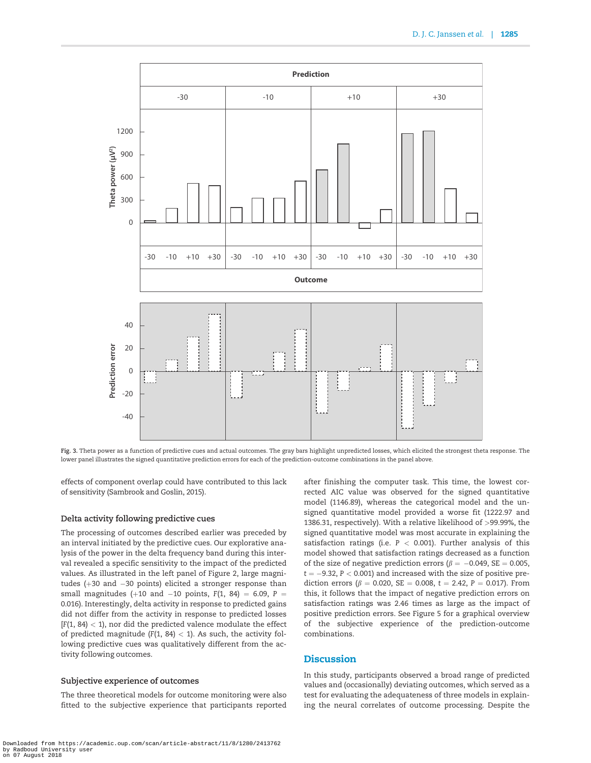Fig. 3. Theta power as a function of predictive cues and actual outcomes. The gray bars highlight unpredicted losses, which elicited the strongest theta response. The lower panel illustrates the signed quantitative prediction errors for each of the prediction-outcome combinations in the panel above.

effects of component overlap could have contributed to this lack of sensitivity (Sambrook and Goslin, 2015).

### Delta activity following predictive cues

The processing of outcomes described earlier was preceded by an interval initiated by the predictive cues. Our explorative analysis of the power in the delta frequency band during this interval revealed a specific sensitivity to the impact of the predicted values. As illustrated in the left panel of Figure 2, large magnitudes (+30 and −30 points) elicited a stronger response than small magnitudes (+10 and −10 points, $F(1, 84) = 6.09$, $P = 0.016$). Interestingly, delta activity in response to predicted gains did not differ from the activity in response to predicted losses [$F(1, 84) < 1$), nor did the predicted valence modulate the effect of predicted magnitude ($F(1, 84) < 1$). As such, the activity following predictive cues was qualitatively different from the activity following outcomes.

### Subjective experience of outcomes

The three theoretical models for outcome monitoring were also fitted to the subjective experience that participants reported after finishing the computer task. This time, the lowest corrected AIC value was observed for the signed quantitative model (1146.89), whereas the categorical model and the unsigned quantitative model provided a worse fit (1222.97 and 1386.31, respectively). With a relative likelihood of >99.99%, the signed quantitative model was most accurate in explaining the satisfaction ratings (i.e. $P < 0.001$). Further analysis of this model showed that satisfaction ratings decreased as a function of the size of negative prediction errors ($\beta = -0.049$, $SE = 0.005$, $t = -9.32$, $P < 0.001$) and increased with the size of positive prediction errors ($\beta = 0.020$, $SE = 0.008$, $t = 2.42$, $P = 0.017$). From this, it follows that the impact of negative prediction errors on satisfaction ratings was 2.46 times as large as the impact of positive prediction errors. See Figure 5 for a graphical overview of the subjective experience of the prediction-outcome combinations.

## Discussion

In this study, participants observed a broad range of predicted values and (occasionally) deviating outcomes, which served as a test for evaluating the adequateness of three models in explaining the neural correlates of outcome processing. Despite the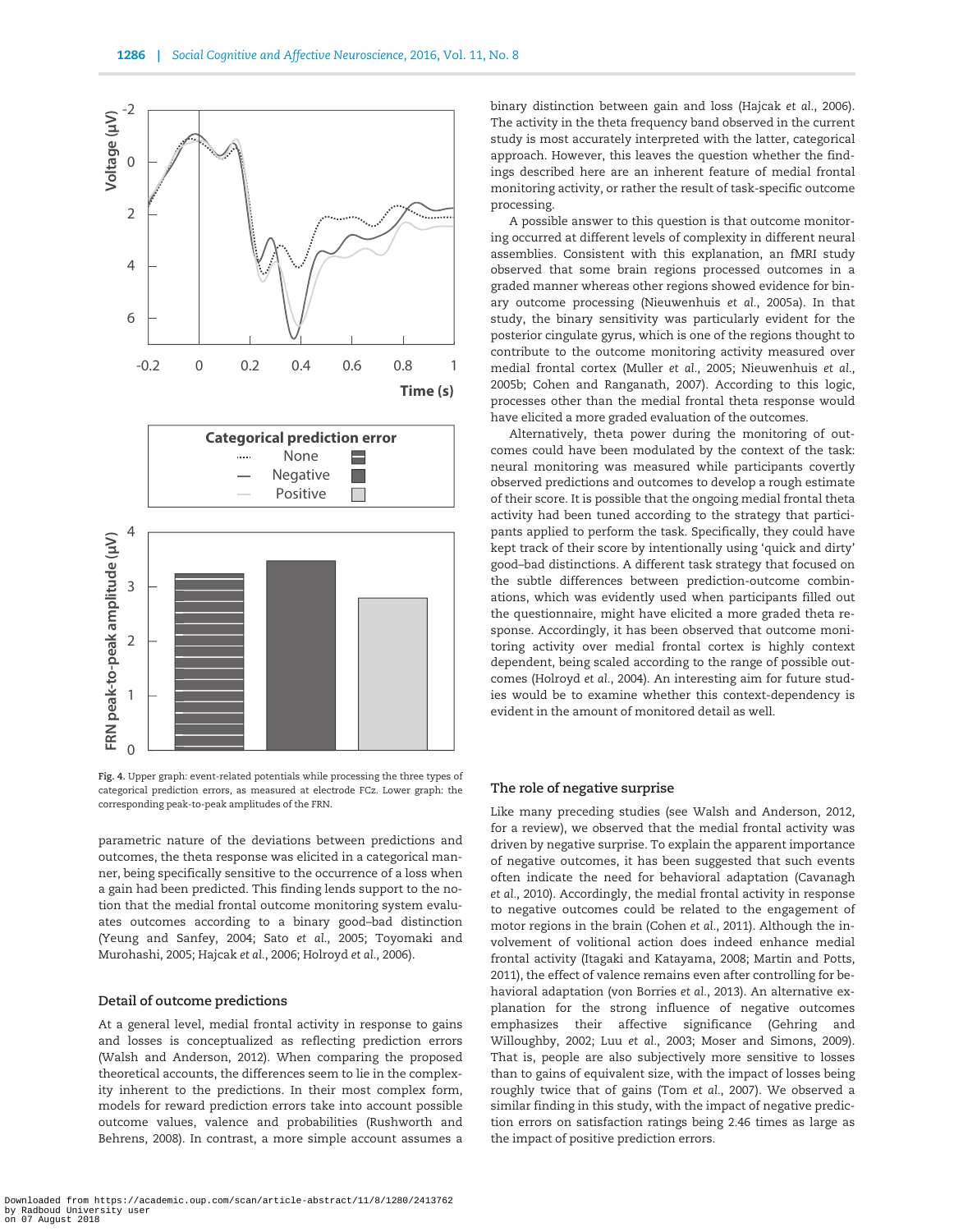Fig. 4. Upper graph: event-related potentials while processing the three types of categorical prediction errors, as measured at electrode FCz. Lower graph: the corresponding peak-to-peak amplitudes of the FRN.

parametric nature of the deviations between predictions and outcomes, the theta response was elicited in a categorical manner, being specifically sensitive to the occurrence of a loss when a gain had been predicted. This finding lends support to the notion that the medial frontal outcome monitoring system evaluates outcomes according to a binary good–bad distinction (Yeung and Sanfey, 2004; Sato *et al.*, 2005; Toyomaki and Murohashi, 2005; Hajcak *et al.*, 2006; Holroyd *et al.*, 2006).

## Detail of outcome predictions

At a general level, medial frontal activity in response to gains and losses is conceptualized as reflecting prediction errors (Walsh and Anderson, 2012). When comparing the proposed theoretical accounts, the differences seem to lie in the complexity inherent to the predictions. In their most complex form, models for reward prediction errors take into account possible outcome values, valence and probabilities (Rushworth and Behrens, 2008). In contrast, a more simple account assumes a binary distinction between gain and loss (Hajcak *et al.*, 2006). The activity in the theta frequency band observed in the current study is most accurately interpreted with the latter, categorical approach. However, this leaves the question whether the findings described here are an inherent feature of medial frontal monitoring activity, or rather the result of task-specific outcome processing.

A possible answer to this question is that outcome monitoring occurred at different levels of complexity in different neural assemblies. Consistent with this explanation, an fMRI study observed that some brain regions processed outcomes in a graded manner whereas other regions showed evidence for binary outcome processing (Nieuwenhuis *et al.*, 2005a). In that study, the binary sensitivity was particularly evident for the posterior cingulate gyrus, which is one of the regions thought to contribute to the outcome monitoring activity measured over medial frontal cortex (Muller *et al.*, 2005; Nieuwenhuis *et al.*, 2005b; Cohen and Ranganath, 2007). According to this logic, processes other than the medial frontal theta response would have elicited a more graded evaluation of the outcomes.

Alternatively, theta power during the monitoring of outcomes could have been modulated by the context of the task: neural monitoring was measured while participants covertly observed predictions and outcomes to develop a rough estimate of their score. It is possible that the ongoing medial frontal theta activity had been tuned according to the strategy that participants applied to perform the task. Specifically, they could have kept track of their score by intentionally using 'quick and dirty' good–bad distinctions. A different task strategy that focused on the subtle differences between prediction-outcome combinations, which was evidently used when participants filled out the questionnaire, might have elicited a more graded theta response. Accordingly, it has been observed that outcome monitoring activity over medial frontal cortex is highly context dependent, being scaled according to the range of possible outcomes (Holroyd *et al.*, 2004). An interesting aim for future studies would be to examine whether this context-dependency is evident in the amount of monitored detail as well.

## The role of negative surprise

Like many preceding studies (see Walsh and Anderson, 2012, for a review), we observed that the medial frontal activity was driven by negative surprise. To explain the apparent importance of negative outcomes, it has been suggested that such events often indicate the need for behavioral adaptation (Cavanagh *et al.*, 2010). Accordingly, the medial frontal activity in response to negative outcomes could be related to the engagement of motor regions in the brain (Cohen *et al.*, 2011). Although the involvement of volitional action does indeed enhance medial frontal activity (Itagaki and Katayama, 2008; Martin and Potts, 2011), the effect of valence remains even after controlling for behavioral adaptation (von Borries *et al.*, 2013). An alternative explanation for the strong influence of negative outcomes emphasizes their affective significance (Gehring and Willoughby, 2002; Luu *et al.*, 2003; Moser and Simons, 2009). That is, people are also subjectively more sensitive to losses than to gains of equivalent size, with the impact of losses being roughly twice that of gains (Tom *et al.*, 2007). We observed a similar finding in this study, with the impact of negative prediction errors on satisfaction ratings being 2.46 times as large as the impact of positive prediction errors.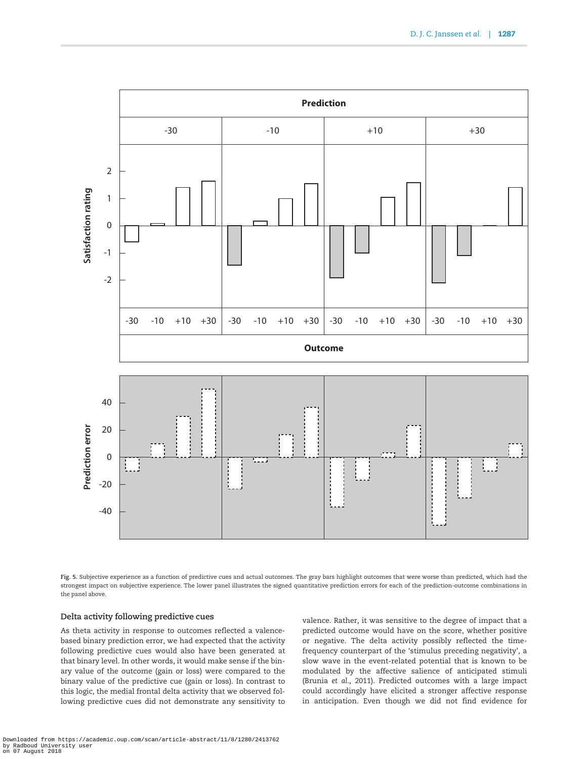Fig. 5. Subjective experience as a function of predictive cues and actual outcomes. The gray bars highlight outcomes that were worse than predicted, which had the strongest impact on subjective experience. The lower panel illustrates the signed quantitative prediction errors for each of the prediction-outcome combinations in the panel above.

### Delta activity following predictive cues

As theta activity in response to outcomes reflected a valence-based binary prediction error, we had expected that the activity following predictive cues would also have been generated at that binary level. In other words, it would make sense if the binary value of the outcome (gain or loss) were compared to the binary value of the predictive cue (gain or loss). In contrast to this logic, the medial frontal delta activity that we observed following predictive cues did not demonstrate any sensitivity to valence. Rather, it was sensitive to the degree of impact that a predicted outcome would have on the score, whether positive or negative. The delta activity possibly reflected the time-frequency counterpart of the 'stimulus preceding negativity', a slow wave in the event-related potential that is known to be modulated by the affective salience of anticipated stimuli (Brunia *et al.*, 2011). Predicted outcomes with a large impact could accordingly have elicited a stronger affective response in anticipation. Even though we did not find evidence for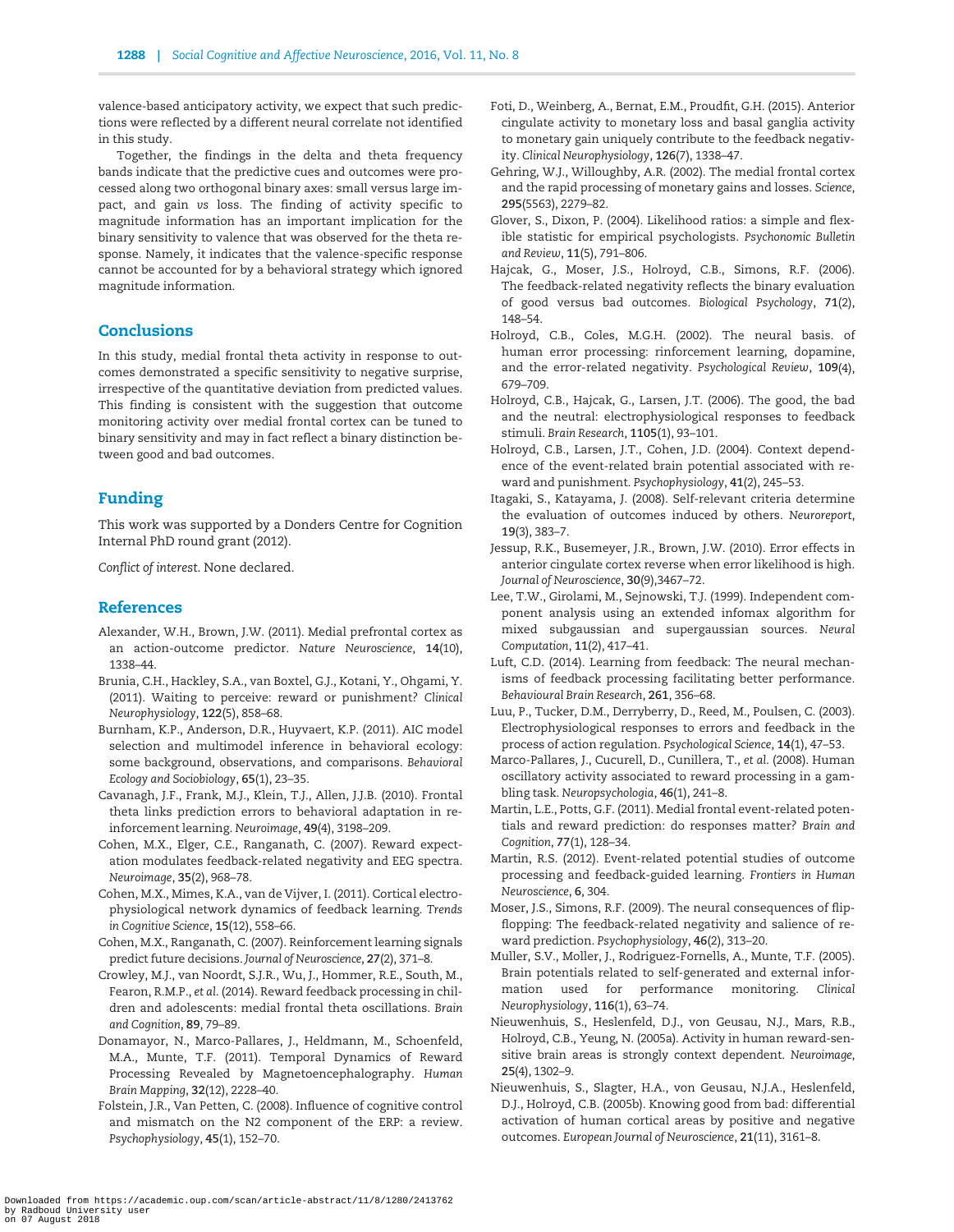valence-based anticipatory activity, we expect that such predictions were reflected by a different neural correlate not identified in this study.

Together, the findings in the delta and theta frequency bands indicate that the predictive cues and outcomes were processed along two orthogonal binary axes: small versus large impact, and gain *vs* loss. The finding of activity specific to magnitude information has an important implication for the binary sensitivity to valence that was observed for the theta response. Namely, it indicates that the valence-specific response cannot be accounted for by a behavioral strategy which ignored magnitude information.

## Conclusions

In this study, medial frontal theta activity in response to outcomes demonstrated a specific sensitivity to negative surprise, irrespective of the quantitative deviation from predicted values. This finding is consistent with the suggestion that outcome monitoring activity over medial frontal cortex can be tuned to binary sensitivity and may in fact reflect a binary distinction between good and bad outcomes.

## Funding

This work was supported by a Donders Centre for Cognition Internal PhD round grant (2012).

*Conflict of interest*. None declared.

## References

Alexander, W.H., Brown, J.W. (2011). Medial prefrontal cortex as an action-outcome predictor. *Nature Neuroscience*, **14**(10), 1338–44.

Brunia, C.H., Hackley, S.A., van Boxtel, G.J., Kotani, Y., Ohgami, Y. (2011). Waiting to perceive: reward or punishment? *Clinical Neurophysiology*, **122**(5), 858–68.

Burnham, K.P., Anderson, D.R., Huyvaert, K.P. (2011). AIC model selection and multimodel inference in behavioral ecology: some background, observations, and comparisons. *Behavioral Ecology and Sociobiology*, **65**(1), 23–35.

Cavanagh, J.F., Frank, M.J., Klein, T.J., Allen, J.J.B. (2010). Frontal theta links prediction errors to behavioral adaptation in reinforcement learning. *Neuroimage*, **49**(4), 3198–209.

Cohen, M.X., Elger, C.E., Ranganath, C. (2007). Reward expectation modulates feedback-related negativity and EEG spectra. *Neuroimage*, **35**(2), 968–78.

Cohen, M.X., Mimes, K.A., van de Vijver, I. (2011). Cortical electrophysiological network dynamics of feedback learning. *Trends in Cognitive Science*, **15**(12), 558–66.

Cohen, M.X., Ranganath, C. (2007). Reinforcement learning signals predict future decisions. *Journal of Neuroscience*, **27**(2), 371–8.

Crowley, M.J., van Noordt, S.J.R., Wu, J., Hommer, R.E., South, M., Fearon, R.M.P., *et al*. (2014). Reward feedback processing in children and adolescents: medial frontal theta oscillations. *Brain and Cognition*, **89**, 79–89.

Donamayor, N., Marco-Pallares, J., Heldmann, M., Schoenfeld, M.A., Munte, T.F. (2011). Temporal Dynamics of Reward Processing Revealed by Magnetoencephalography. *Human Brain Mapping*, **32**(12), 2228–40.

Folstein, J.R., Van Petten, C. (2008). Influence of cognitive control and mismatch on the N2 component of the ERP: a review. *Psychophysiology*, **45**(1), 152–70.

Foti, D., Weinberg, A., Bernat, E.M., Proudfit, G.H. (2015). Anterior cingulate activity to monetary loss and basal ganglia activity to monetary gain uniquely contribute to the feedback negativity. *Clinical Neurophysiology*, **126**(7), 1338–47.

Gehring, W.J., Willoughby, A.R. (2002). The medial frontal cortex and the rapid processing of monetary gains and losses. *Science*, **295**(5563), 2279–82.

Glover, S., Dixon, P. (2004). Likelihood ratios: a simple and flexible statistic for empirical psychologists. *Psychonomic Bulletin and Review*, **11**(5), 791–806.

Hajcak, G., Moser, J.S., Holroyd, C.B., Simons, R.F. (2006). The feedback-related negativity reflects the binary evaluation of good versus bad outcomes. *Biological Psychology*, **71**(2), 148–54.

Holroyd, C.B., Coles, M.G.H. (2002). The neural basis. of human error processing: rinforcement learning, dopamine, and the error-related negativity. *Psychological Review*, **109**(4), 679–709.

Holroyd, C.B., Hajcak, G., Larsen, J.T. (2006). The good, the bad and the neutral: electrophysiological responses to feedback stimuli. *Brain Research*, **1105**(1), 93–101.

Holroyd, C.B., Larsen, J.T., Cohen, J.D. (2004). Context dependence of the event-related brain potential associated with reward and punishment. *Psychophysiology*, **41**(2), 245–53.

Itagaki, S., Katayama, J. (2008). Self-relevant criteria determine the evaluation of outcomes induced by others. *Neuroreport*, **19**(3), 383–7.

Jessup, R.K., Busemeyer, J.R., Brown, J.W. (2010). Error effects in anterior cingulate cortex reverse when error likelihood is high. *Journal of Neuroscience*, **30**(9),3467–72.

Lee, T.W., Girolami, M., Sejnowski, T.J. (1999). Independent component analysis using an extended infomax algorithm for mixed subgaussian and supergaussian sources. *Neural Computation*, **11**(2), 417–41.

Luft, C.D. (2014). Learning from feedback: The neural mechanisms of feedback processing facilitating better performance. *Behavioural Brain Research*, **261**, 356–68.

Luu, P., Tucker, D.M., Derryberry, D., Reed, M., Poulsen, C. (2003). Electrophysiological responses to errors and feedback in the process of action regulation. *Psychological Science*, **14**(1), 47–53.

Marco-Pallares, J., Cucurell, D., Cunillera, T., *et al*. (2008). Human oscillatory activity associated to reward processing in a gambling task. *Neuropsychologia*, **46**(1), 241–8.

Martin, L.E., Potts, G.F. (2011). Medial frontal event-related potentials and reward prediction: do responses matter? *Brain and Cognition*, **77**(1), 128–34.

Martin, R.S. (2012). Event-related potential studies of outcome processing and feedback-guided learning. *Frontiers in Human Neuroscience*, **6**, 304.

Moser, J.S., Simons, R.F. (2009). The neural consequences of flip-flopping: The feedback-related negativity and salience of reward prediction. *Psychophysiology*, **46**(2), 313–20.

Muller, S.V., Moller, J., Rodriguez-Fornells, A., Munte, T.F. (2005). Brain potentials related to self-generated and external information used for performance monitoring. *Clinical Neurophysiology*, **116**(1), 63–74.

Nieuwenhuis, S., Heslenfeld, D.J., von Geusau, N.J., Mars, R.B., Holroyd, C.B., Yeung, N. (2005a). Activity in human reward-sensitive brain areas is strongly context dependent. *Neuroimage*, **25**(4), 1302–9.

Nieuwenhuis, S., Slagter, H.A., von Geusau, N.J.A., Heslenfeld, D.J., Holroyd, C.B. (2005b). Knowing good from bad: differential activation of human cortical areas by positive and negative outcomes. *European Journal of Neuroscience*, **21**(11), 3161–8.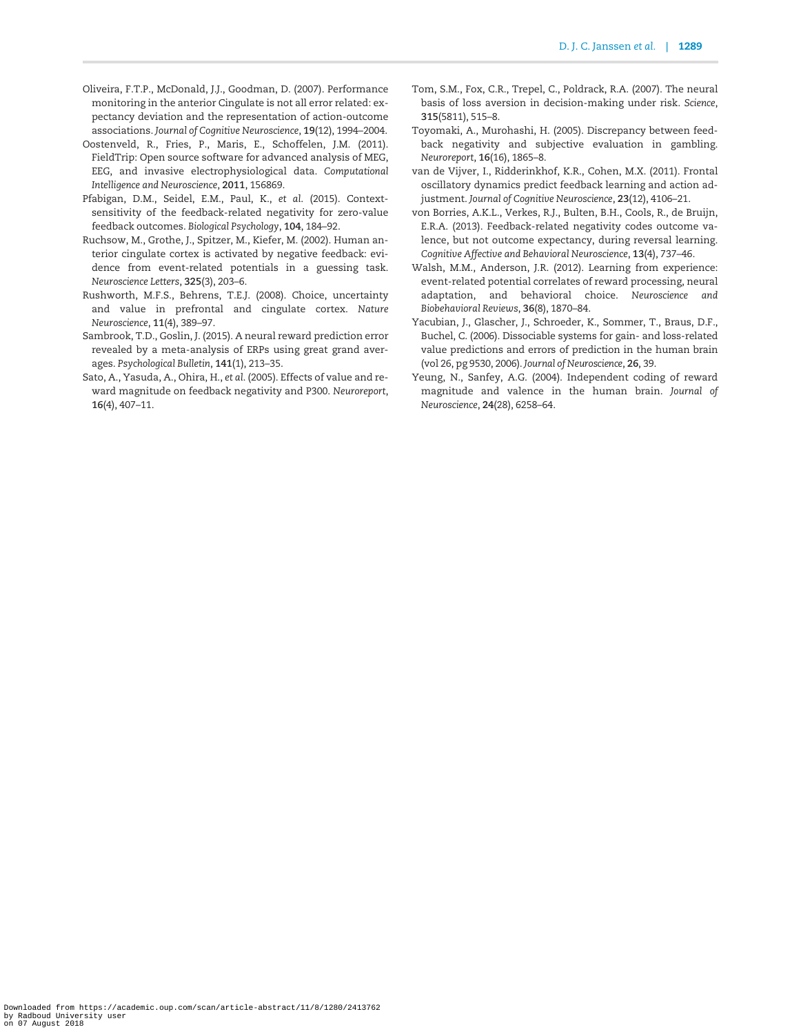Oliveira, F.T.P., McDonald, J.J., Goodman, D. (2007). Performance monitoring in the anterior Cingulate is not all error related: expectancy deviation and the representation of action-outcome associations. *Journal of Cognitive Neuroscience*, **19**(12), 1994–2004.

Oostenveld, R., Fries, P., Maris, E., Schoffelen, J.M. (2011). FieldTrip: Open source software for advanced analysis of MEG, EEG, and invasive electrophysiological data. *Computational Intelligence and Neuroscience*, **2011**, 156869.

Pfabigan, D.M., Seidel, E.M., Paul, K., *et al.* (2015). Context-sensitivity of the feedback-related negativity for zero-value feedback outcomes. *Biological Psychology*, **104**, 184–92.

Ruchsow, M., Grothe, J., Spitzer, M., Kiefer, M. (2002). Human anterior cingulate cortex is activated by negative feedback: evidence from event-related potentials in a guessing task. *Neuroscience Letters*, **325**(3), 203–6.

Rushworth, M.F.S., Behrens, T.E.J. (2008). Choice, uncertainty and value in prefrontal and cingulate cortex. *Nature Neuroscience*, **11**(4), 389–97.

Sambrook, T.D., Goslin, J. (2015). A neural reward prediction error revealed by a meta-analysis of ERPs using great grand averages. *Psychological Bulletin*, **141**(1), 213–35.

Sato, A., Yasuda, A., Ohira, H., *et al.* (2005). Effects of value and reward magnitude on feedback negativity and P300. *Neuroreport*, **16**(4), 407–11.

Tom, S.M., Fox, C.R., Trepel, C., Poldrack, R.A. (2007). The neural basis of loss aversion in decision-making under risk. *Science*, **315**(5811), 515–8.

Toyomaki, A., Murohashi, H. (2005). Discrepancy between feedback negativity and subjective evaluation in gambling. *Neuroreport*, **16**(16), 1865–8.

van de Vijver, I., Ridderinkhof, K.R., Cohen, M.X. (2011). Frontal oscillatory dynamics predict feedback learning and action adjustment. *Journal of Cognitive Neuroscience*, **23**(12), 4106–21.

von Borries, A.K.L., Verkes, R.J., Bulten, B.H., Cools, R., de Bruijn, E.R.A. (2013). Feedback-related negativity codes outcome valence, but not outcome expectancy, during reversal learning. *Cognitive Affective and Behavioral Neuroscience*, **13**(4), 737–46.

Walsh, M.M., Anderson, J.R. (2012). Learning from experience: event-related potential correlates of reward processing, neural adaptation, and behavioral choice. *Neuroscience and Biobehavioral Reviews*, **36**(8), 1870–84.

Yacubian, J., Glascher, J., Schroeder, K., Sommer, T., Braus, D.F., Buchel, C. (2006). Dissociable systems for gain- and loss-related value predictions and errors of prediction in the human brain (vol 26, pg 9530, 2006). *Journal of Neuroscience*, **26**, 39.

Yeung, N., Sanfey, A.G. (2004). Independent coding of reward magnitude and valence in the human brain. *Journal of Neuroscience*, **24**(28), 6258–64.